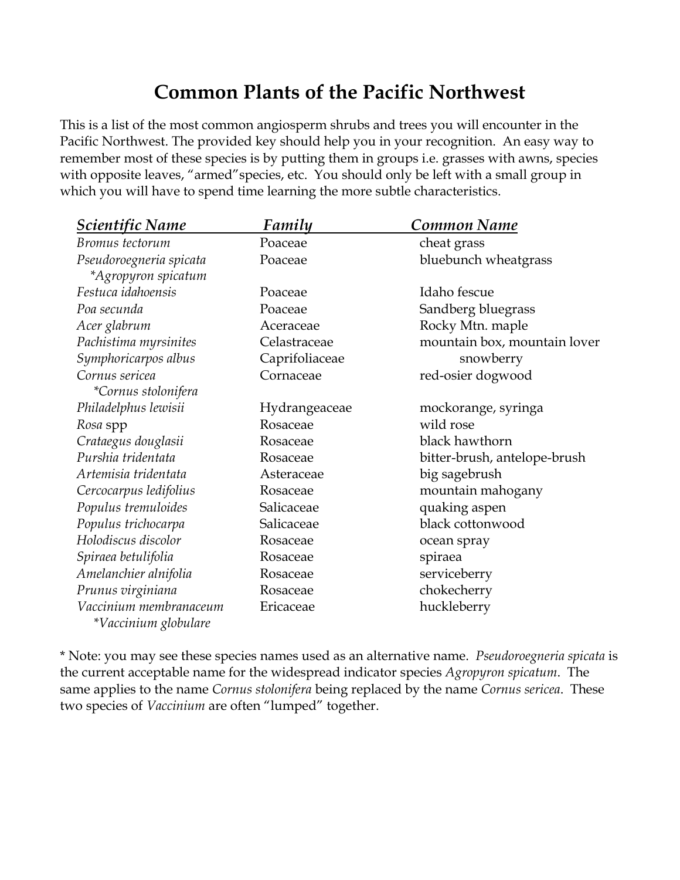# Common Plants of the Pacific Northwest

This is a list of the most common angiosperm shrubs and trees you will encounter in the Pacific Northwest. The provided key should help you in your recognition. An easy way to remember most of these species is by putting them in groups i.e. grasses with awns, species with opposite leaves, "armed"species, etc. You should only be left with a small group in which you will have to spend time learning the more subtle characteristics.

| *Scientific Name* | *Family* | *Common Name* |
|---|---|---|
| *Bromus tectorum* | Poaceae | cheat grass |
| *Pseudoroegneria spicata* *\*Agropyron spicatum* | Poaceae | bluebunch wheatgrass |
| *Festuca idahoensis* | Poaceae | Idaho fescue |
| *Poa secunda* | Poaceae | Sandberg bluegrass |
| *Acer glabrum* | Aceraceae | Rocky Mtn. maple |
| *Pachistima myrsinites* | Celastraceae | mountain box, mountain lover |
| *Symphoricarpos albus* | Caprifoliaceae | snowberry |
| *Cornus sericea* *\*Cornus stolonifera* | Cornaceae | red-osier dogwood |
| *Philadelphus lewisii* | Hydrangeaceae | mockorange, syringa |
| *Rosa* spp | Rosaceae | wild rose |
| *Crataegus douglasii* | Rosaceae | black hawthorn |
| *Purshia tridentata* | Rosaceae | bitter-brush, antelope-brush |
| *Artemisia tridentata* | Asteraceae | big sagebrush |
| *Cercocarpus ledifolius* | Rosaceae | mountain mahogany |
| *Populus tremuloides* | Salicaceae | quaking aspen |
| *Populus trichocarpa* | Salicaceae | black cottonwood |
| *Holodiscus discolor* | Rosaceae | ocean spray |
| *Spiraea betulifolia* | Rosaceae | spiraea |
| *Amelanchier alnifolia* | Rosaceae | serviceberry |
| *Prunus virginiana* | Rosaceae | chokecherry |
| *Vaccinium membranaceum* *\*Vaccinium globulare* | Ericaceae | huckleberry |

* Note: you may see these species names used as an alternative name. *Pseudoroegneria spicata* is the current acceptable name for the widespread indicator species *Agropyron spicatum*. The same applies to the name *Cornus stolonifera* being replaced by the name *Cornus sericea*. These two species of *Vaccinium* are often "lumped" together.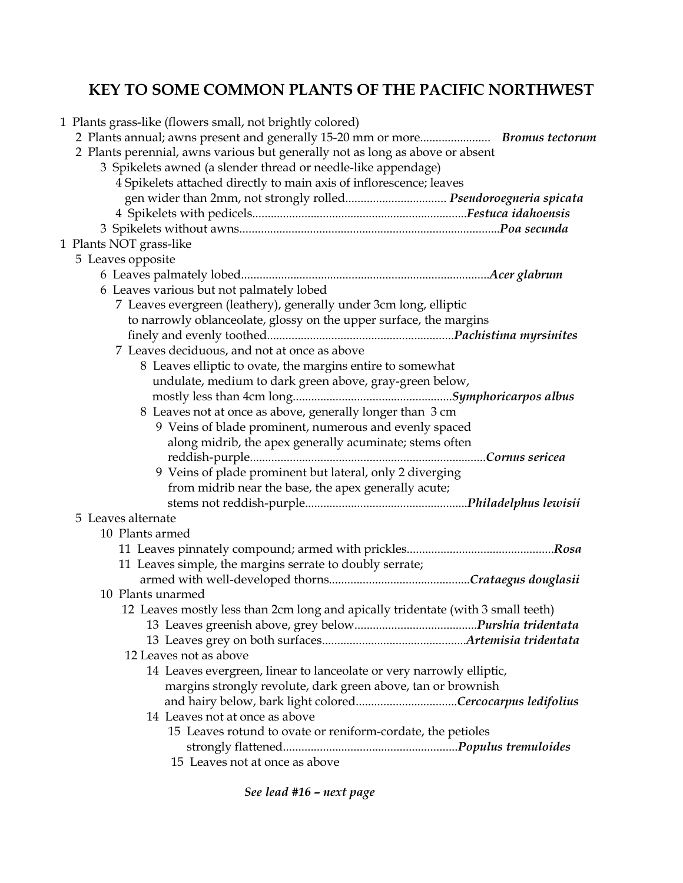# KEY TO SOME COMMON PLANTS OF THE PACIFIC NORTHWEST

1 Plants grass-like (flowers small, not brightly colored)
  - 2 Plants annual; awns present and generally 15-20 mm or more....................... ***Bromus tectorum***
  - 2 Plants perennial, awns various but generally not as long as above or absent
    - 3 Spikelets awned (a slender thread or needle-like appendage)
      - 4 Spikelets attached directly to main axis of inflorescence; leaves gen wider than 2mm, not strongly rolled................................. ***Pseudoroegneria spicata***
      - 4 Spikelets with pedicels...................................................................***Festuca idahoensis***
    - 3 Spikelets without awns....................................................................................***Poa secunda***

1 Plants NOT grass-like
  - 5 Leaves opposite
    - 6 Leaves palmately lobed.................................................................................***Acer glabrum***
    - 6 Leaves various but not palmately lobed
      - 7 Leaves evergreen (leathery), generally under 3cm long, elliptic to narrowly oblanceolate, glossy on the upper surface, the margins finely and evenly toothed............................................................***Pachistima myrsinites***
      - 7 Leaves deciduous, and not at once as above
        - 8 Leaves elliptic to ovate, the margins entire to somewhat undulate, medium to dark green above, gray-green below, mostly less than 4cm long....................................................***Symphoricarpos albus***
        - 8 Leaves not at once as above, generally longer than 3 cm
          - 9 Veins of blade prominent, numerous and evenly spaced along midrib, the apex generally acuminate; stems often reddish-purple............................................................................***Cornus sericea***
          - 9 Veins of plade prominent but lateral, only 2 diverging from midrib near the base, the apex generally acute; stems not reddish-purple....................................................***Philadelphus lewisii***
  - 5 Leaves alternate
    - 10 Plants armed
      - 11 Leaves pinnately compound; armed with prickles................................................***Rosa***
      - 11 Leaves simple, the margins serrate to doubly serrate; armed with well-developed thorns.............................................***Crataegus douglasii***
    - 10 Plants unarmed
      - 12 Leaves mostly less than 2cm long and apically tridentate (with 3 small teeth)
        - 13 Leaves greenish above, grey below........................................***Purshia tridentata***
        - 13 Leaves grey on both surfaces..............................................***Artemisia tridentata***
      - 12 Leaves not as above
        - 14 Leaves evergreen, linear to lanceolate or very narrowly elliptic, margins strongly revolute, dark green above, tan or brownish and hairy below, bark light colored.................................***Cercocarpus ledifolius***
        - 14 Leaves not at once as above
          - 15 Leaves rotund to ovate or reniform-cordate, the petioles strongly flattened........................................................***Populus tremuloides***
          - 15 Leaves not at once as above

***See lead #16 – next page***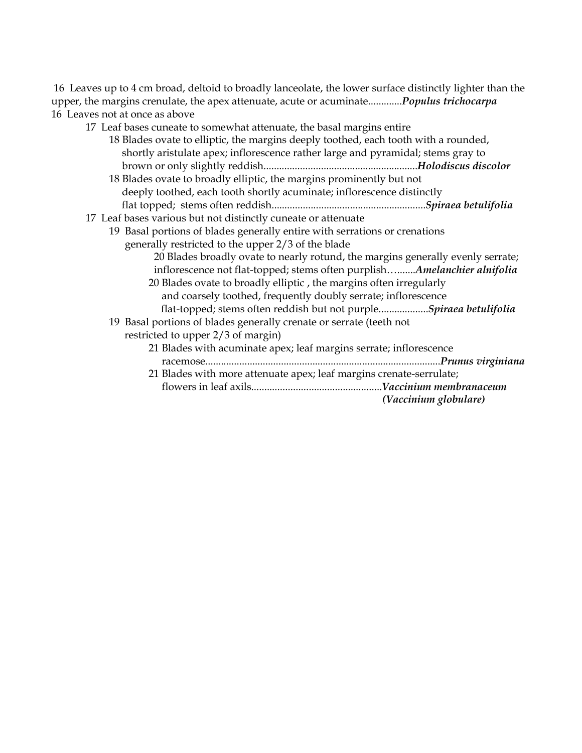16 Leaves up to 4 cm broad, deltoid to broadly lanceolate, the lower surface distinctly lighter than the upper, the margins crenulate, the apex attenuate, acute or acuminate.............***Populus trichocarpa***

16 Leaves not at once as above

- 17 Leaf bases cuneate to somewhat attenuate, the basal margins entire
  - 18 Blades ovate to elliptic, the margins deeply toothed, each tooth with a rounded, shortly aristulate apex; inflorescence rather large and pyramidal; stems gray to brown or only slightly reddish..........................................................***Holodiscus discolor***
  - 18 Blades ovate to broadly elliptic, the margins prominently but not deeply toothed, each tooth shortly acuminate; inflorescence distinctly flat topped; stems often reddish..........................................................***Spiraea betulifolia***
- 17 Leaf bases various but not distinctly cuneate or attenuate
  - 19 Basal portions of blades generally entire with serrations or crenations generally restricted to the upper 2/3 of the blade
    - 20 Blades broadly ovate to nearly rotund, the margins generally evenly serrate; inflorescence not flat-topped; stems often purplish….......***Amelanchier alnifolia***
    - 20 Blades ovate to broadly elliptic , the margins often irregularly and coarsely toothed, frequently doubly serrate; inflorescence flat-topped; stems often reddish but not purple..................***Spiraea betulifolia***
  - 19 Basal portions of blades generally crenate or serrate (teeth not restricted to upper 2/3 of margin)
    - 21 Blades with acuminate apex; leaf margins serrate; inflorescence racemose.........................................................................................***Prunus virginiana***
    - 21 Blades with more attenuate apex; leaf margins crenate-serrulate; flowers in leaf axils.................................................***Vaccinium membranaceum (Vaccinium globulare)***